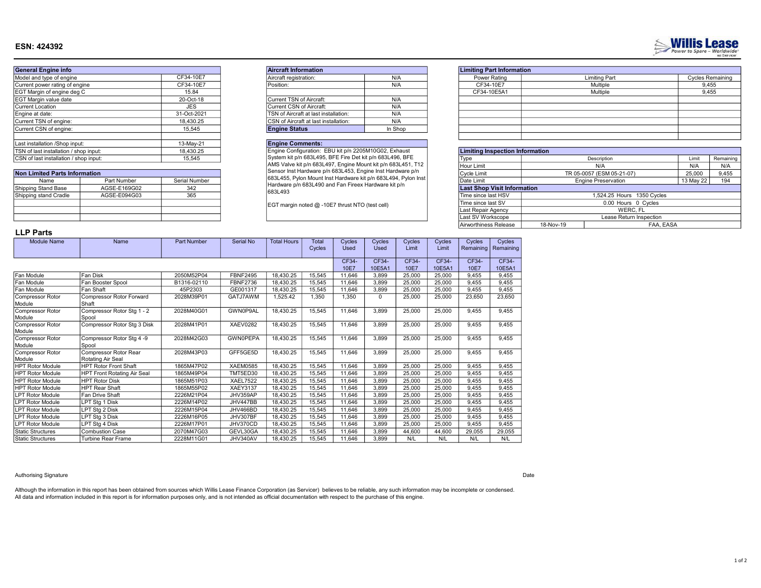# ESN: 424392

Willis Lease
Power to Spare – Worldwide

| General Engine info | |
|---|---|
| Model and type of engine | CF34-10E7 |
| Current power rating of engine | CF34-10E7 |
| EGT Margin of engine deg C | 15.84 |
| EGT Margin value date | 20-Oct-18 |
| Current Location | JES |
| Engine at date: | 31-Oct-2021 |
| Current TSN of engine: | 18,430.25 |
| Current CSN of engine: | 15,545 |
| | |
| Last installation /Shop input: | 13-May-21 |
| TSN of last installation / shop input: | 18,430.25 |
| CSN of last installation / shop input: | 15,545 |

| Non Limited Parts Information | | |
|---|---|---|
| Name | Part Number | Serial Number |
| Shipping Stand Base | AGSE-E169G02 | 342 |
| Shipping stand Cradle | AGSE-E094G03 | 365 |

| Aircraft Information | |
|---|---|
| Aircraft registration: | N/A |
| Position: | N/A |
| | |
| Current TSN of Aircraft: | N/A |
| Current CSN of Aircraft: | N/A |
| TSN of Aircraft at last installation: | N/A |
| CSN of Aircraft at last installation: | N/A |
| **Engine Status** | In Shop |

**Engine Comments:**

Engine Configuration: EBU kit p/n 2205M10G02, Exhaust System kit p/n 683L495, BFE Fire Det kit p/n 683L496, BFE AMS Valve kit p/n 683L497, Engine Mount kit p/n 683L451, T12 Sensor Inst Hardware p/n 683L453, Engine Inst Hardware p/n 683L455, Pylon Mount Inst Hardware kit p/n 683L494, Pylon Inst Hardware p/n 683L490 and Fan Fireex Hardware kit p/n 683L493

EGT margin noted @ -10E7 thrust NTO (test cell)

| Limiting Part Information | | |
|---|---|---|
| Power Rating | Limiting Part | Cycles Remaining |
| CF34-10E7 | Multiple | 9,455 |
| CF34-10E5A1 | Multiple | 9,455 |

| Limiting Inspection Information | | | |
|---|---|---|---|
| Type | Description | Limit | Remaining |
| Hour Limit | N/A | N/A | N/A |
| Cycle Limit | TR 05-0057 (ESM 05-21-07) | 25,000 | 9,455 |
| Date Limit | Engine Preservation | 13 May 22 | 194 |
| **Last Shop Visit Information** | | | |
| Time since last HSV | 1,524.25 Hours 1350 Cycles | | |
| Time since last SV | 0.00 Hours 0 Cycles | | |
| Last Repair Agency | WERC, FL | | |
| Last SV Workscope | Lease Return Inspection | | |
| Airworthiness Release | 18-Nov-19 | FAA, EASA | |

## LLP Parts

| Module Name | Name | Part Number | Serial No | Total Hours | Total Cycles | Cycles Used | Cycles Used | Cycles Limit | Cycles Limit | Cycles Remaining | Cycles Remaining |
|---|---|---|---|---|---|---|---|---|---|---|---|
| | | | | | | CF34-10E7 | CF34-10E5A1 | CF34-10E7 | CF34-10E5A1 | CF34-10E7 | CF34-10E5A1 |
| Fan Module | Fan Disk | 2050M52P04 | FBNF2495 | 18,430.25 | 15,545 | 11,646 | 3,899 | 25,000 | 25,000 | 9,455 | 9,455 |
| Fan Module | Fan Booster Spool | B1316-02110 | FBNF2736 | 18,430.25 | 15,545 | 11,646 | 3,899 | 25,000 | 25,000 | 9,455 | 9,455 |
| Fan Module | Fan Shaft | 45P2303 | GE001317 | 18,430.25 | 15,545 | 11,646 | 3,899 | 25,000 | 25,000 | 9,455 | 9,455 |
| Compressor Rotor Module | Compressor Rotor Forward Shaft | 2028M39P01 | GATJ7AWM | 1,525.42 | 1,350 | 1,350 | 0 | 25,000 | 25,000 | 23,650 | 23,650 |
| Compressor Rotor Module | Compressor Rotor Stg 1 - 2 Spool | 2028M40G01 | GWN0P9AL | 18,430.25 | 15,545 | 11,646 | 3,899 | 25,000 | 25,000 | 9,455 | 9,455 |
| Compressor Rotor Module | Compressor Rotor Stg 3 Disk | 2028M41P01 | XAEV0282 | 18,430.25 | 15,545 | 11,646 | 3,899 | 25,000 | 25,000 | 9,455 | 9,455 |
| Compressor Rotor Module | Compressor Rotor Stg 4 -9 Spool | 2028M42G03 | GWN0PEPA | 18,430.25 | 15,545 | 11,646 | 3,899 | 25,000 | 25,000 | 9,455 | 9,455 |
| Compressor Rotor Module | Compressor Rotor Rear Rotating Air Seal | 2028M43P03 | GFF5GE5D | 18,430.25 | 15,545 | 11,646 | 3,899 | 25,000 | 25,000 | 9,455 | 9,455 |
| HPT Rotor Module | HPT Rotor Front Shaft | 1865M47P02 | XAEM0585 | 18,430.25 | 15,545 | 11,646 | 3,899 | 25,000 | 25,000 | 9,455 | 9,455 |
| HPT Rotor Module | HPT Front Rotating Air Seal | 1865M49P04 | TMT5ED30 | 18,430.25 | 15,545 | 11,646 | 3,899 | 25,000 | 25,000 | 9,455 | 9,455 |
| HPT Rotor Module | HPT Rotor Disk | 1865M51P03 | XAEL7522 | 18,430.25 | 15,545 | 11,646 | 3,899 | 25,000 | 25,000 | 9,455 | 9,455 |
| HPT Rotor Module | HPT Rear Shaft | 1865M55P02 | XAEY3137 | 18,430.25 | 15,545 | 11,646 | 3,899 | 25,000 | 25,000 | 9,455 | 9,455 |
| LPT Rotor Module | Fan Drive Shaft | 2226M21P04 | JHV359AP | 18,430.25 | 15,545 | 11,646 | 3,899 | 25,000 | 25,000 | 9,455 | 9,455 |
| LPT Rotor Module | LPT Stg 1 Disk | 2226M14P02 | JHV447BB | 18,430.25 | 15,545 | 11,646 | 3,899 | 25,000 | 25,000 | 9,455 | 9,455 |
| LPT Rotor Module | LPT Stg 2 Disk | 2226M15P04 | JHV466BD | 18,430.25 | 15,545 | 11,646 | 3,899 | 25,000 | 25,000 | 9,455 | 9,455 |
| LPT Rotor Module | LPT Stg 3 Disk | 2226M16P05 | JHV307BF | 18,430.25 | 15,545 | 11,646 | 3,899 | 25,000 | 25,000 | 9,455 | 9,455 |
| LPT Rotor Module | LPT Stg 4 Disk | 2226M17P01 | JHV370CD | 18,430.25 | 15,545 | 11,646 | 3,899 | 25,000 | 25,000 | 9,455 | 9,455 |
| Static Structures | Combustion Case | 2070M47G03 | GEVL30GA | 18,430.25 | 15,545 | 11,646 | 3,899 | 44,600 | 44,600 | 29,055 | 29,055 |
| Static Structures | Turbine Rear Frame | 2228M11G01 | JHV340AV | 18,430.25 | 15,545 | 11,646 | 3,899 | N/L | N/L | N/L | N/L |

Authorising Signature

Date

Although the information in this report has been obtained from sources which Willis Lease Finance Corporation (as Servicer) believes to be reliable, any such information may be incomplete or condensed. All data and information included in this report is for information purposes only, and is not intended as official documentation with respect to the purchase of this engine.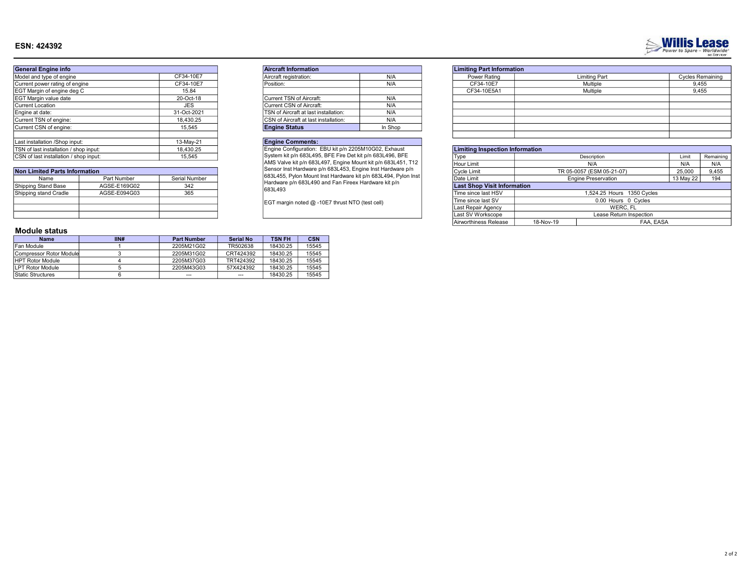# ESN: 424392

| General Engine info | |
|---|---|
| Model and type of engine | CF34-10E7 |
| Current power rating of engine | CF34-10E7 |
| EGT Margin of engine deg C | 15.84 |
| EGT Margin value date | 20-Oct-18 |
| Current Location | JES |
| Engine at date: | 31-Oct-2021 |
| Current TSN of engine: | 18,430.25 |
| Current CSN of engine: | 15,545 |
| | |
| Last installation /Shop input: | 13-May-21 |
| TSN of last installation / shop input: | 18,430.25 |
| CSN of last installation / shop input: | 15,545 |

| Non Limited Parts Information | | |
|---|---|---|
| Name | Part Number | Serial Number |
| Shipping Stand Base | AGSE-E169G02 | 342 |
| Shipping stand Cradle | AGSE-E094G03 | 365 |
| | | |
| | | |
| | | |

| Aircraft Information | |
|---|---|
| Aircraft registration: | N/A |
| Position: | N/A |
| | |
| Current TSN of Aircraft: | N/A |
| Current CSN of Aircraft: | N/A |
| TSN of Aircraft at last installation: | N/A |
| CSN of Aircraft at last installation: | N/A |
| **Engine Status** | In Shop |

**Engine Comments:**

Engine Configuration: EBU kit p/n 2205M10G02, Exhaust System kit p/n 683L495, BFE Fire Det kit p/n 683L496, BFE AMS Valve kit p/n 683L497, Engine Mount kit p/n 683L451, T12 Sensor Inst Hardware p/n 683L453, Engine Inst Hardware p/n 683L455, Pylon Mount Inst Hardware kit p/n 683L494, Pylon Inst Hardware p/n 683L490 and Fan Fireex Hardware kit p/n 683L493

EGT margin noted @ -10E7 thrust NTO (test cell)

| Limiting Part Information | | |
|---|---|---|
| Power Rating | Limiting Part | Cycles Remaining |
| CF34-10E7 | Multiple | 9,455 |
| CF34-10E5A1 | Multiple | 9,455 |
| | | |
| | | |
| | | |
| | | |
| | | |

| Limiting Inspection Information | | | |
|---|---|---|---|
| Type | Description | Limit | Remaining |
| Hour Limit | N/A | N/A | N/A |
| Cycle Limit | TR 05-0057 (ESM 05-21-07) | 25,000 | 9,455 |
| Date Limit | Engine Preservation | 13 May 22 | 194 |

| Last Shop Visit Information | | |
|---|---|---|
| Time since last HSV | 1,524.25 Hours 1350 Cycles | |
| Time since last SV | 0.00 Hours 0 Cycles | |
| Last Repair Agency | WERC, FL | |
| Last SV Workscope | Lease Return Inspection | |
| Airworthiness Release | 18-Nov-19 | FAA, EASA |

## Module status

| Name | IIN# | Part Number | Serial No | TSN FH | CSN |
|---|---|---|---|---|---|
| Fan Module | 1 | 2205M21G02 | TR502638 | 18430.25 | 15545 |
| Compressor Rotor Module | 3 | 2205M31G02 | CRT424392 | 18430.25 | 15545 |
| HPT Rotor Module | 4 | 2205M37G03 | TRT424392 | 18430.25 | 15545 |
| LPT Rotor Module | 5 | 2205M43G03 | 57X424392 | 18430.25 | 15545 |
| Static Structures | 6 | --- | --- | 18430.25 | 15545 |